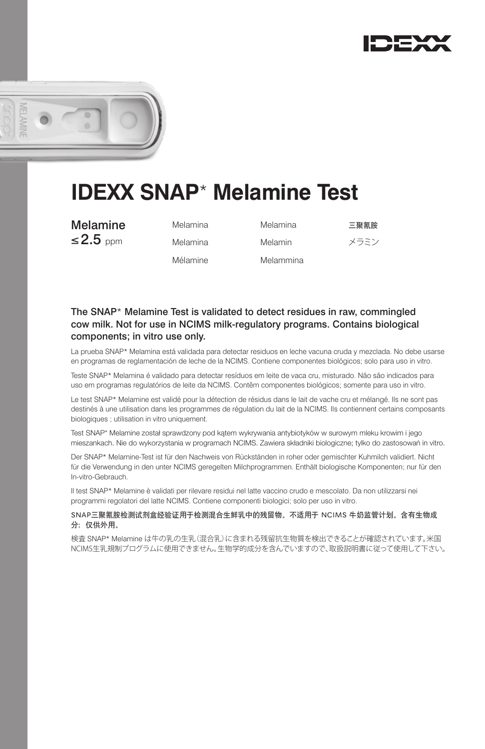IDEXX

# IDEXX SNAP* Melamine Test

**Melamine**
≤ 2.5 ppm

Melamina
Melamina
Mélamine
Melamina
Melamin
Melammina
三聚氰胺
メラミン

**The SNAP* Melamine Test is validated to detect residues in raw, commingled cow milk. Not for use in NCIMS milk-regulatory programs. Contains biological components; in vitro use only.**

La prueba SNAP* Melamina está validada para detectar residuos en leche vacuna cruda y mezclada. No debe usarse en programas de reglamentación de leche de la NCIMS. Contiene componentes biológicos; solo para uso in vitro.

Teste SNAP* Melamina é validado para detectar resíduos em leite de vaca cru, misturado. Não são indicados para uso em programas regulatórios de leite da NCIMS. Contêm componentes biológicos; somente para uso in vitro.

Le test SNAP* Melamine est validé pour la détection de résidus dans le lait de vache cru et mélangé. Ils ne sont pas destinés à une utilisation dans les programmes de régulation du lait de la NCIMS. Ils contiennent certains composants biologiques ; utilisation in vitro uniquement.

Test SNAP* Melamine został sprawdzony pod kątem wykrywania antybiotyków w surowym mleku krowim i jego mieszankach. Nie do wykorzystania w programach NCIMS. Zawiera składniki biologiczne; tylko do zastosowań in vitro.

Der SNAP* Melamine-Test ist für den Nachweis von Rückständen in roher oder gemischter Kuhmilch validiert. Nicht für die Verwendung in den unter NCIMS geregelten Milchprogrammen. Enthält biologische Komponenten; nur für den In-vitro-Gebrauch.

Il test SNAP* Melamine è validati per rilevare residui nel latte vaccino crudo e mescolato. Da non utilizzarsi nei programmi regolatori del latte NCIMS. Contiene componenti biologici; solo per uso in vitro.

SNAP三聚氰胺检测试剂盒经验证用于检测混合生鲜乳中的残留物。不适用于 NCIMS 牛奶监管计划。含有生物成分；仅供外用。

検査 SNAP* Melamine は牛の乳の生乳（混合乳）に含まれる残留抗生物質を検出できることが確認されています。米国NCIMS生乳規制プログラムに使用できません。生物学的成分を含んでいますので、取扱説明書に従って使用して下さい。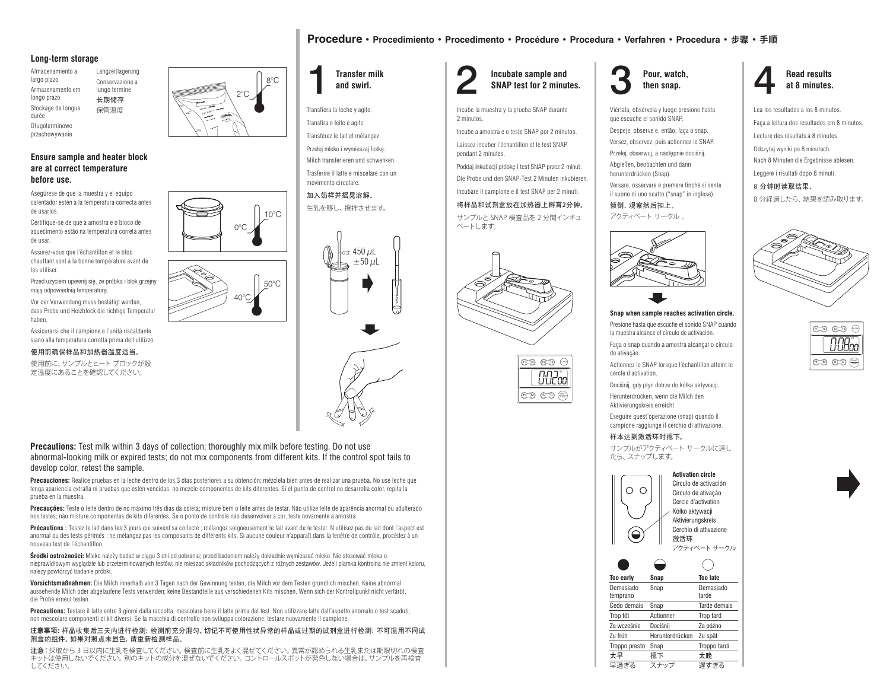## Long-term storage

Almacenamiento a largo plazo
Armazenamento em longo prazo
Stockage de longue durée
Długoterminowe przechowywanie
Langzeitlagerung
Conservazione a lungo termine
长期储存
保管温度

2°C 8°C

### Ensure sample and heater block are at correct temperature before use.

Asegúrese de que la muestra y el equipo calentador estén a la temperatura correcta antes de usarlos.

Certifique-se de que a amostra e o bloco de aquecimento estão na temperatura correta antes de usar.

Assurez-vous que l'échantillon et le bloc chauffant sont à la bonne température avant de les utiliser.

Przed użyciem upewnij się, że próbka i blok grzejny mają odpowiednią temperaturę.

Vor der Verwendung muss bestätigt werden, dass Probe und Heizblock die richtige Temperatur haben.

Assicurarsi che il campione e l'unità riscaldante siano alla temperatura corretta prima dell'utilizzo.

使用前确保样品和加热器温度适当。

使用前に、サンプルとヒート ブロックが設定温度にあることを確認してください。

0°C 10°C

40°C 50°C

# Procedure • Procedimiento • Procedimento • Procédure • Procedura • Verfahren • Procedura • 步骤 • 手順

## 1 Transfer milk and swirl.

Transfiera la leche y agite.

Transfira o leite e agite.

Transférez le lait et mélangez.

Przelej mleko i wymieszaj fiolkę.

Milch transferieren und schwenken.

Trasferire il latte e miscelare con un movimento circolare.

加入奶样并摇晃溶解。

生乳を移し、撹拌させます。

450 µL ±50 µL

## 2 Incubate sample and SNAP test for 2 minutes.

Incube la muestra y la prueba SNAP durante 2 minutos.

Incube a amostra e o teste SNAP por 2 minutos.

Laissez incuber l'échantillon et le test SNAP pendant 2 minutes.

Poddaj inkubacji próbkę i test SNAP przez 2 minut.

Die Probe und den SNAP-Test 2 Minuten inkubieren.

Incubare il campione e il test SNAP per 2 minuti.

将样品和试剂盒放在加热器上孵育2分钟。

サンプルと SNAP 検査品を 2 分間インキュベートします。

## 3 Pour, watch, then snap.

Viértala, obsérvela y luego presione hasta que escuche el sonido SNAP.

Despeje, observe e, então, faça o snap.

Versez, observez, puis actionnez le SNAP.

Przelej, obserwuj, a następnie dociśnij.

Abgießen, beobachten und dann herunterdrücken (Snap).

Versare, osservare e premere finché si sente il suono di uno scatto ("snap" in inglese).

倾倒、观察然后扣上。

アクティベート サークル 。

**Snap when sample reaches activation circle.**

Presione hasta que escuche el sonido SNAP cuando la muestra alcance el círculo de activación.

Faça o snap quando a amostra alcançar o círculo de ativação.

Actionnez le SNAP lorsque l'échantillon atteint le cercle d'activation.

Dociśnij, gdy płyn dotrze do kółka aktywacji.

Herunterdrücken, wenn die Milch den Aktivierungskreis erreicht.

Eseguire quest'operazione (snap) quando il campione raggiunge il cerchio di attivazione.

样本达到激活环时摁下。

サンプルがアクティベート サークルに達したら、スナップします。

**Activation circle**
Círculo de activación
Círculo de ativação
Cercle d'activation
Kółko aktywacji
Aktivierungskreis
Cerchio di attivazione
激活环
アクティベート サークル

| Too early | Snap | Too late |
|---|---|---|
| Demasiado temprano | Snap | Demasiado tarde |
| Cedo demais | Snap | Tarde demais |
| Trop tôt | Actionner | Trop tard |
| Za wcześnie | Dociśnij | Za późno |
| Zu früh | Herunterdrücken | Zu spät |
| Troppo presto | Snap | Troppo tardi |
| 太早 | 摁下 | 太晚 |
| 早過ぎる | スナップ | 遅すぎる |

## 4 Read results at 8 minutes.

Lea los resultados a los 8 minutos.

Faça a leitura dos resultados em 8 minutos.

Lecture des résultats à 8 minutes.

Odczytaj wyniki po 8 minutach.

Nach 8 Minuten die Ergebnisse ablesen.

Leggere i risultati dopo 8 minuti.

8 分钟时读取结果。

8 分経過したら、結果を読み取ります。

**Precautions:** Test milk within 3 days of collection; thoroughly mix milk before testing. Do not use abnormal-looking milk or expired tests; do not mix components from different kits. If the control spot fails to develop color, retest the sample.

**Precauciones:** Realice pruebas en la leche dentro de los 3 días posteriores a su obtención; mézclela bien antes de realizar una prueba. No use leche que tenga apariencia extraña ni pruebas que estén vencidas; no mezcle componentes de kits diferentes. Si el punto de control no desarrolla color, repita la prueba en la muestra.

**Precauções:** Teste o leite dentro de no máximo três dias da coleta; misture bem o leite antes de testar. Não utilize leite de aparência anormal ou adulterado nos testes; não misture componentes de kits diferentes. Se o ponto de controle não desenvolver a cor, teste novamente a amostra.

**Précautions :** Testez le lait dans les 3 jours qui suivent sa collecte ; mélangez soigneusement le lait avant de le tester. N'utilisez pas du lait dont l'aspect est anormal ou des tests périmés ; ne mélangez pas les composants de différents kits. Si aucune couleur n'apparaît dans la fenêtre de contrôle, procédez à un nouveau test de l'échantillon.

**Środki ostrożności:** Mleko należy badać w ciągu 3 dni od pobrania; przed badaniem należy dokładnie wymieszać mleko. Nie stosować mleka o nieprawidłowym wyglądzie lub przeterminowanych testów; nie mieszać składników pochodzących z różnych zestawów. Jeżeli plamka kontrolna nie zmieni koloru, należy powtórzyć badanie próbki.

**Vorsichtsmaßnahmen:** Die Milch innerhalb von 3 Tagen nach der Gewinnung testen; die Milch vor dem Testen gründlich mischen. Keine abnormal aussehende Milch oder abgelaufene Tests verwenden; keine Bestandteile aus verschiedenen Kits mischen. Wenn sich der Kontrollpunkt nicht verfärbt, die Probe erneut testen.

**Precautions:** Testare il latte entro 3 giorni dalla raccolta; mescolare bene il latte prima del test. Non utilizzare latte dall'aspetto anomalo o test scaduti; non mescolare componenti di kit diversi. Se la macchia di controllo non sviluppa colorazione, testare nuovamente il campione.

**注意事项：** 样品收集后三天内进行检测；检测前充分混匀。切记不可使用性状异常的样品或过期的试剂盒进行检测；不可混用不同试剂盒的组件。如果对照点未显色，请重新检测样品。

**注意：** 採取から 3 日以内に生乳を検査してください。検査前に生乳をよく混ぜてください。異常が認められる生乳または期限切れの検査キットは使用しないでください。別のキットの成分を混ぜないでください。コントロールスポットが発色しない場合は、サンプルを再検査してください。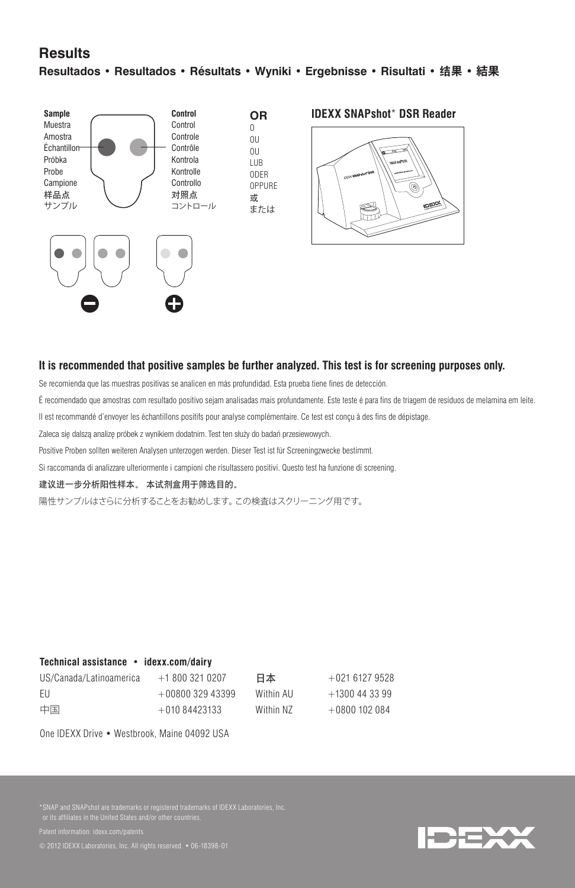# Results

**Resultados • Resultados • Résultats • Wyniki • Ergebnisse • Risultati • 结果 • 結果**

**Sample**
Muestra
Amostra
Échantillon
Próbka
Probe
Campione
样品点
サンプル

**Control**
Control
Controle
Contrôle
Kontrola
Kontrolle
Controllo
对照点
コントロール

**OR**
O
OU
OU
LUB
ODER
OPPURE
或
または

**IDEXX SNAPshot* DSR Reader**

**It is recommended that positive samples be further analyzed. This test is for screening purposes only.**

Se recomienda que las muestras positivas se analicen en más profundidad. Esta prueba tiene fines de detección.

É recomendado que amostras com resultado positivo sejam analisadas mais profundamente. Este teste é para fins de triagem de resíduos de melamina em leite.

Il est recommandé d'envoyer les échantillons positifs pour analyse complémentaire. Ce test est conçu à des fins de dépistage.

Zaleca się dalszą analizę próbek z wynikiem dodatnim. Test ten służy do badań przesiewowych.

Positive Proben sollten weiteren Analysen unterzogen werden. Dieser Test ist für Screeningzwecke bestimmt.

Si raccomanda di analizzare ulteriormente i campioni che risultassero positivi. Questo test ha funzione di screening.

建议进一步分析阳性样本。 本试剂盒用于筛选目的。

陽性サンプルはさらに分析することをお勧めします。この検査はスクリーニング用です。

**Technical assistance • idexx.com/dairy**

| | | | |
|---|---|---|---|
| US/Canada/Latinoamerica | +1 800 321 0207 | 日本 | +021 6127 9528 |
| EU | +00800 329 43399 | Within AU | +1300 44 33 99 |
| 中国 | +010 84423133 | Within NZ | +0800 102 084 |

One IDEXX Drive • Westbrook, Maine 04092 USA

*SNAP and SNAPshot are trademarks or registered trademarks of IDEXX Laboratories, Inc. or its affiliates in the United States and/or other countries.

Patent information: idexx.com/patents

© 2012 IDEXX Laboratories, Inc. All rights reserved. • 06-18398-01